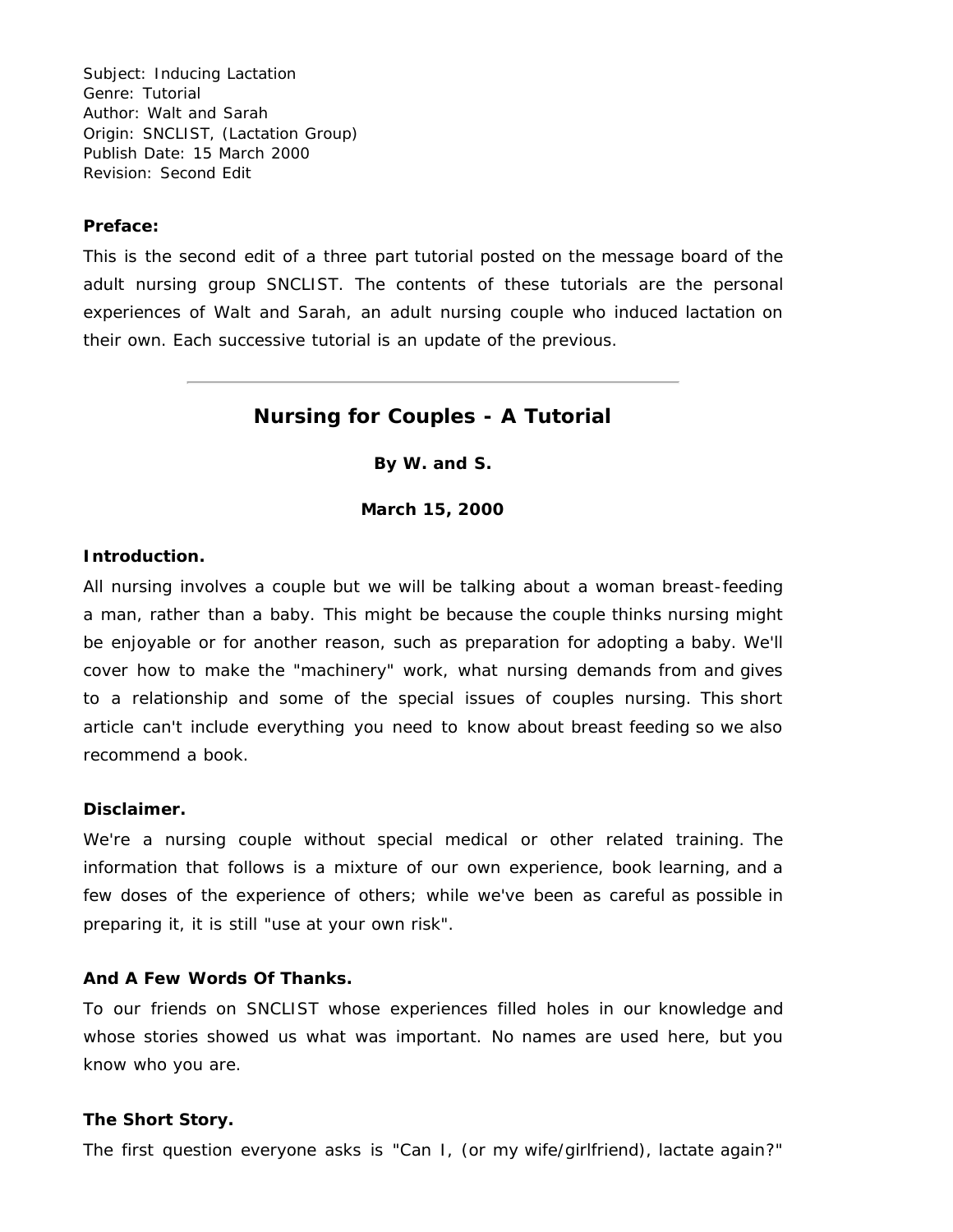Subject: Inducing Lactation
Genre: Tutorial
Author: Walt and Sarah
Origin: SNCLIST, (Lactation Group)
Publish Date: 15 March 2000
Revision: Second Edit

**Preface:**

This is the second edit of a three part tutorial posted on the message board of the adult nursing group SNCLIST. The contents of these tutorials are the personal experiences of Walt and Sarah, an adult nursing couple who induced lactation on their own. Each successive tutorial is an update of the previous.

---

# Nursing for Couples - A Tutorial

**By W. and S.**

**March 15, 2000**

**Introduction.**

All nursing involves a couple but we will be talking about a woman breast-feeding a man, rather than a baby. This might be because the couple thinks nursing might be enjoyable or for another reason, such as preparation for adopting a baby. We'll cover how to make the "machinery" work, what nursing demands from and gives to a relationship and some of the special issues of couples nursing. This short article can't include everything you need to know about breast feeding so we also recommend a book.

**Disclaimer.**

We're a nursing couple without special medical or other related training. The information that follows is a mixture of our own experience, book learning, and a few doses of the experience of others; while we've been as careful as possible in preparing it, it is still "use at your own risk".

**And A Few Words Of Thanks.**

To our friends on SNCLIST whose experiences filled holes in our knowledge and whose stories showed us what was important. No names are used here, but you know who you are.

**The Short Story.**

The first question everyone asks is "Can I, (or my wife/girlfriend), lactate again?"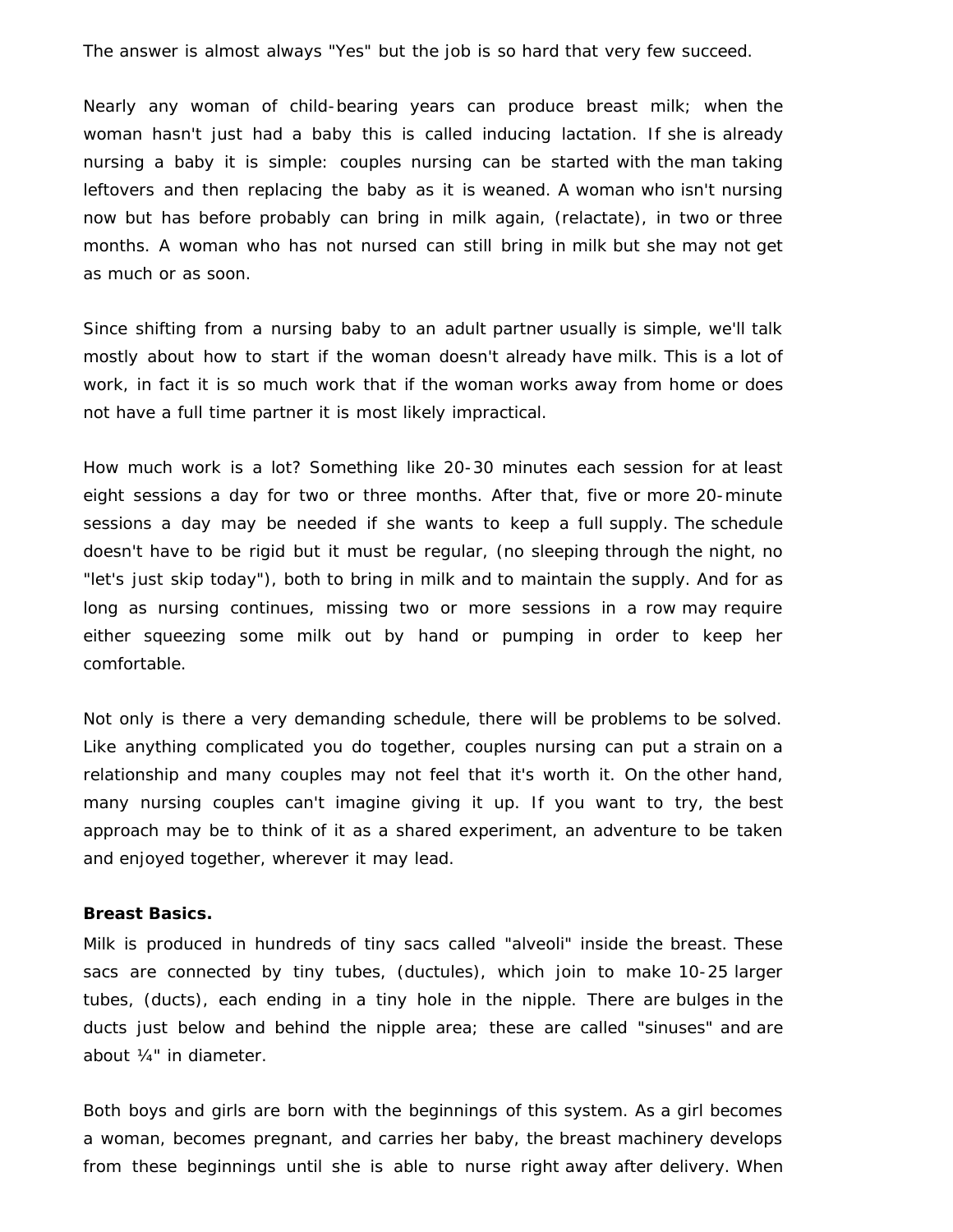The answer is almost always "Yes" but the job is so hard that very few succeed.

Nearly any woman of child-bearing years can produce breast milk; when the woman hasn't just had a baby this is called inducing lactation. If she is already nursing a baby it is simple: couples nursing can be started with the man taking leftovers and then replacing the baby as it is weaned. A woman who isn't nursing now but has before probably can bring in milk again, (relactate), in two or three months. A woman who has not nursed can still bring in milk but she may not get as much or as soon.

Since shifting from a nursing baby to an adult partner usually is simple, we'll talk mostly about how to start if the woman doesn't already have milk. This is a lot of work, in fact it is so much work that if the woman works away from home or does not have a full time partner it is most likely impractical.

How much work is a lot? Something like 20-30 minutes each session for at least eight sessions a day for two or three months. After that, five or more 20-minute sessions a day may be needed if she wants to keep a full supply. The schedule doesn't have to be rigid but it must be regular, (no sleeping through the night, no "let's just skip today"), both to bring in milk and to maintain the supply. And for as long as nursing continues, missing two or more sessions in a row may require either squeezing some milk out by hand or pumping in order to keep her comfortable.

Not only is there a very demanding schedule, there will be problems to be solved. Like anything complicated you do together, couples nursing can put a strain on a relationship and many couples may not feel that it's worth it. On the other hand, many nursing couples can't imagine giving it up. If you want to try, the best approach may be to think of it as a shared experiment, an adventure to be taken and enjoyed together, wherever it may lead.

**Breast Basics.**

Milk is produced in hundreds of tiny sacs called "alveoli" inside the breast. These sacs are connected by tiny tubes, (ductules), which join to make 10-25 larger tubes, (ducts), each ending in a tiny hole in the nipple. There are bulges in the ducts just below and behind the nipple area; these are called "sinuses" and are about ¼" in diameter.

Both boys and girls are born with the beginnings of this system. As a girl becomes a woman, becomes pregnant, and carries her baby, the breast machinery develops from these beginnings until she is able to nurse right away after delivery. When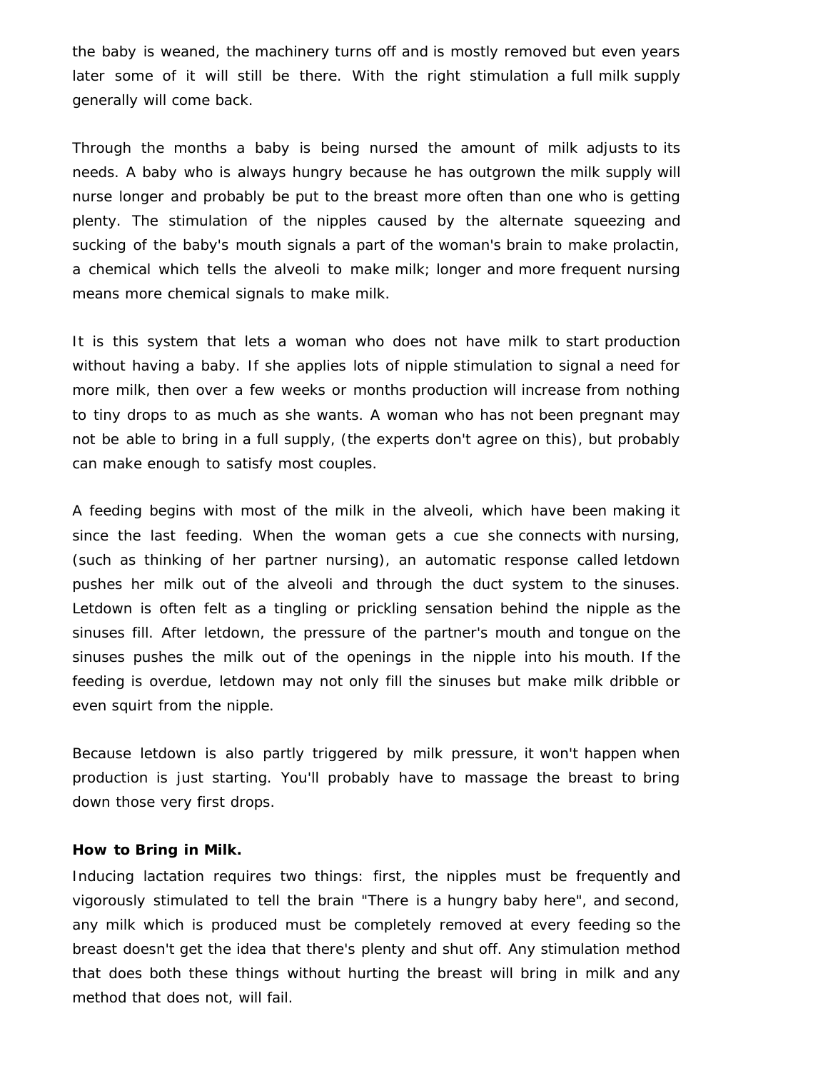the baby is weaned, the machinery turns off and is mostly removed but even years later some of it will still be there. With the right stimulation a full milk supply generally will come back.

Through the months a baby is being nursed the amount of milk adjusts to its needs. A baby who is always hungry because he has outgrown the milk supply will nurse longer and probably be put to the breast more often than one who is getting plenty. The stimulation of the nipples caused by the alternate squeezing and sucking of the baby's mouth signals a part of the woman's brain to make prolactin, a chemical which tells the alveoli to make milk; longer and more frequent nursing means more chemical signals to make milk.

It is this system that lets a woman who does not have milk to start production without having a baby. If she applies lots of nipple stimulation to signal a need for more milk, then over a few weeks or months production will increase from nothing to tiny drops to as much as she wants. A woman who has not been pregnant may not be able to bring in a full supply, (the experts don't agree on this), but probably can make enough to satisfy most couples.

A feeding begins with most of the milk in the alveoli, which have been making it since the last feeding. When the woman gets a cue she connects with nursing, (such as thinking of her partner nursing), an automatic response called letdown pushes her milk out of the alveoli and through the duct system to the sinuses. Letdown is often felt as a tingling or prickling sensation behind the nipple as the sinuses fill. After letdown, the pressure of the partner's mouth and tongue on the sinuses pushes the milk out of the openings in the nipple into his mouth. If the feeding is overdue, letdown may not only fill the sinuses but make milk dribble or even squirt from the nipple.

Because letdown is also partly triggered by milk pressure, it won't happen when production is just starting. You'll probably have to massage the breast to bring down those very first drops.

**How to Bring in Milk.**

Inducing lactation requires two things: first, the nipples must be frequently and vigorously stimulated to tell the brain "There is a hungry baby here", and second, any milk which is produced must be completely removed at every feeding so the breast doesn't get the idea that there's plenty and shut off. Any stimulation method that does both these things without hurting the breast will bring in milk and any method that does not, will fail.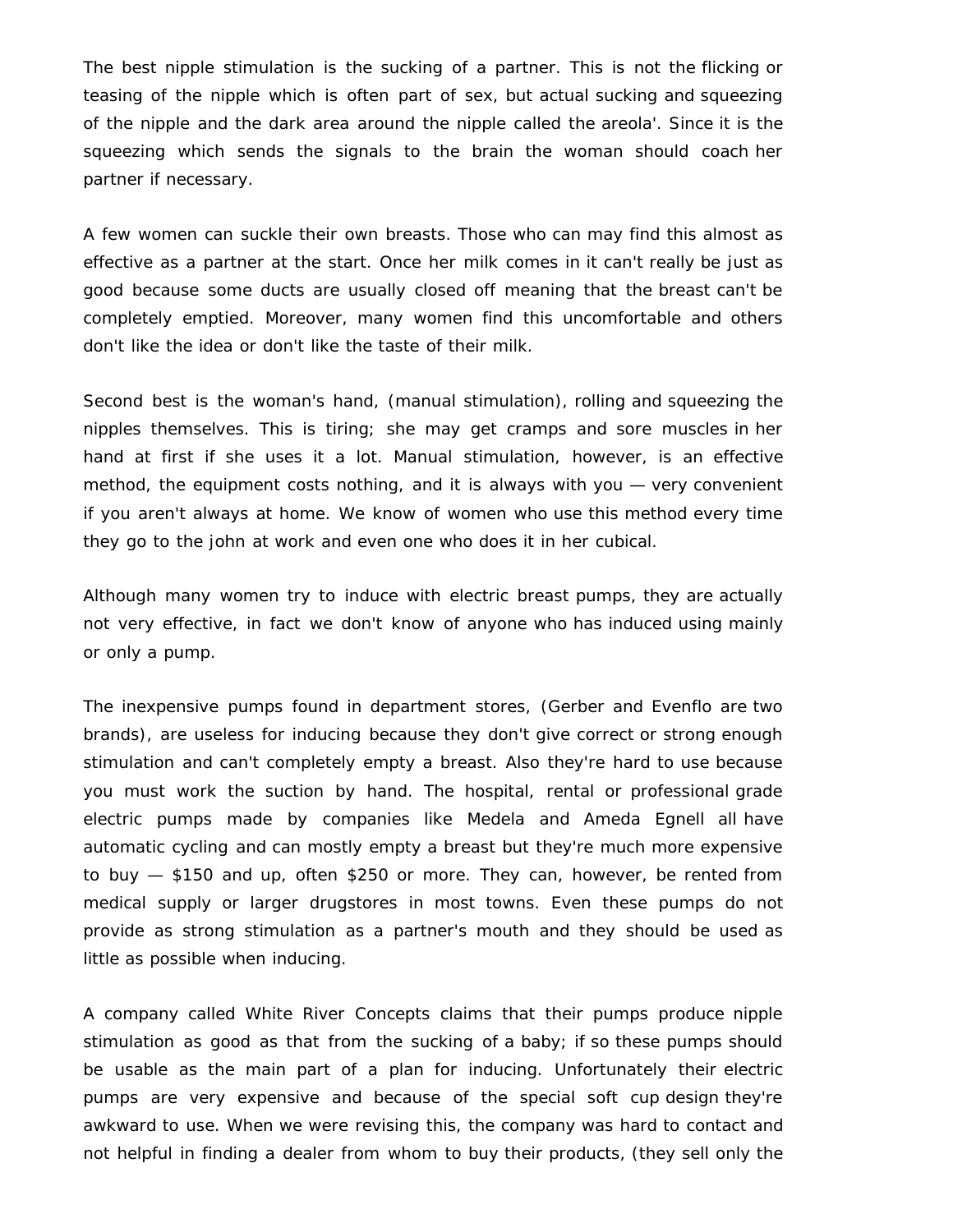The best nipple stimulation is the sucking of a partner. This is not the flicking or teasing of the nipple which is often part of sex, but actual sucking and squeezing of the nipple and the dark area around the nipple called the areola'. Since it is the squeezing which sends the signals to the brain the woman should coach her partner if necessary.

A few women can suckle their own breasts. Those who can may find this almost as effective as a partner at the start. Once her milk comes in it can't really be just as good because some ducts are usually closed off meaning that the breast can't be completely emptied. Moreover, many women find this uncomfortable and others don't like the idea or don't like the taste of their milk.

Second best is the woman's hand, (manual stimulation), rolling and squeezing the nipples themselves. This is tiring; she may get cramps and sore muscles in her hand at first if she uses it a lot. Manual stimulation, however, is an effective method, the equipment costs nothing, and it is always with you — very convenient if you aren't always at home. We know of women who use this method every time they go to the john at work and even one who does it in her cubical.

Although many women try to induce with electric breast pumps, they are actually not very effective, in fact we don't know of anyone who has induced using mainly or only a pump.

The inexpensive pumps found in department stores, (Gerber and Evenflo are two brands), are useless for inducing because they don't give correct or strong enough stimulation and can't completely empty a breast. Also they're hard to use because you must work the suction by hand. The hospital, rental or professional grade electric pumps made by companies like Medela and Ameda Egnell all have automatic cycling and can mostly empty a breast but they're much more expensive to buy — $150 and up, often $250 or more. They can, however, be rented from medical supply or larger drugstores in most towns. Even these pumps do not provide as strong stimulation as a partner's mouth and they should be used as little as possible when inducing.

A company called White River Concepts claims that their pumps produce nipple stimulation as good as that from the sucking of a baby; if so these pumps should be usable as the main part of a plan for inducing. Unfortunately their electric pumps are very expensive and because of the special soft cup design they're awkward to use. When we were revising this, the company was hard to contact and not helpful in finding a dealer from whom to buy their products, (they sell only the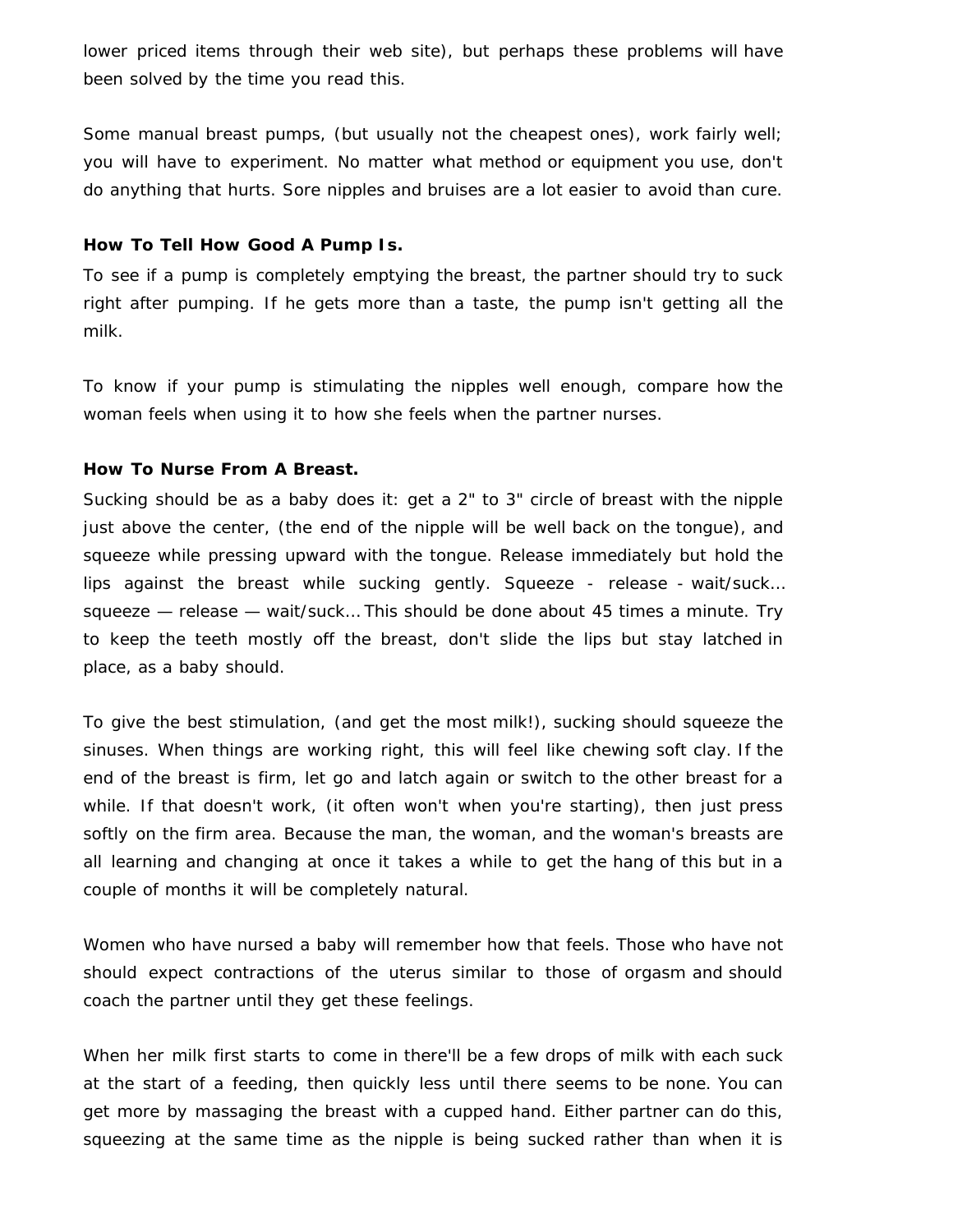lower priced items through their web site), but perhaps these problems will have been solved by the time you read this.

Some manual breast pumps, (but usually not the cheapest ones), work fairly well; you will have to experiment. No matter what method or equipment you use, don't do anything that hurts. Sore nipples and bruises are a lot easier to avoid than cure.

**How To Tell How Good A Pump Is.**

To see if a pump is completely emptying the breast, the partner should try to suck right after pumping. If he gets more than a taste, the pump isn't getting all the milk.

To know if your pump is stimulating the nipples well enough, compare how the woman feels when using it to how she feels when the partner nurses.

**How To Nurse From A Breast.**

Sucking should be as a baby does it: get a 2" to 3" circle of breast with the nipple just above the center, (the end of the nipple will be well back on the tongue), and squeeze while pressing upward with the tongue. Release immediately but hold the lips against the breast while sucking gently. Squeeze - release - wait/suck... squeeze — release — wait/suck... This should be done about 45 times a minute. Try to keep the teeth mostly off the breast, don't slide the lips but stay latched in place, as a baby should.

To give the best stimulation, (and get the most milk!), sucking should squeeze the sinuses. When things are working right, this will feel like chewing soft clay. If the end of the breast is firm, let go and latch again or switch to the other breast for a while. If that doesn't work, (it often won't when you're starting), then just press softly on the firm area. Because the man, the woman, and the woman's breasts are all learning and changing at once it takes a while to get the hang of this but in a couple of months it will be completely natural.

Women who have nursed a baby will remember how that feels. Those who have not should expect contractions of the uterus similar to those of orgasm and should coach the partner until they get these feelings.

When her milk first starts to come in there'll be a few drops of milk with each suck at the start of a feeding, then quickly less until there seems to be none. You can get more by massaging the breast with a cupped hand. Either partner can do this, squeezing at the same time as the nipple is being sucked rather than when it is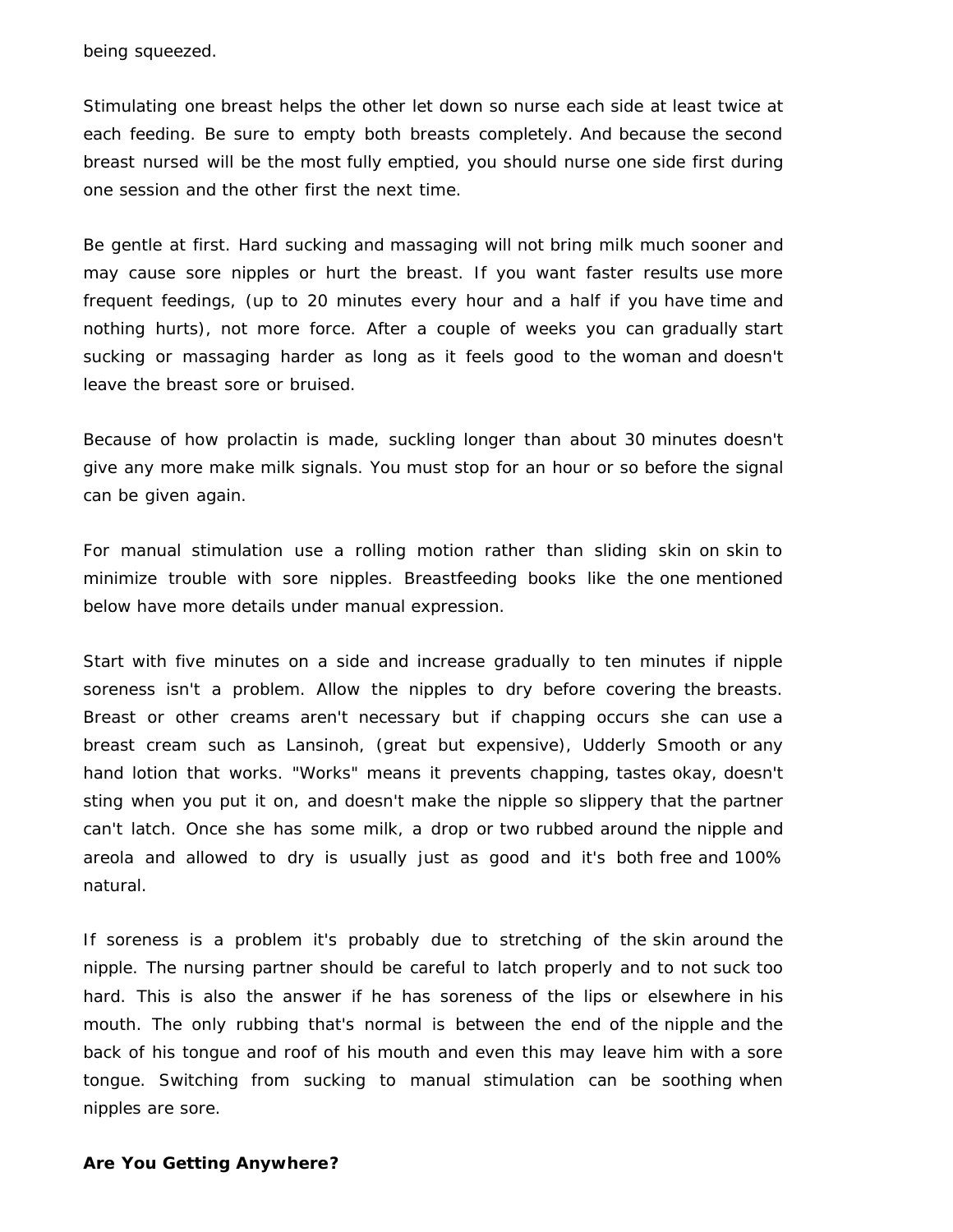being squeezed.

Stimulating one breast helps the other let down so nurse each side at least twice at each feeding. Be sure to empty both breasts completely. And because the second breast nursed will be the most fully emptied, you should nurse one side first during one session and the other first the next time.

Be gentle at first. Hard sucking and massaging will not bring milk much sooner and may cause sore nipples or hurt the breast. If you want faster results use more frequent feedings, (up to 20 minutes every hour and a half if you have time and nothing hurts), not more force. After a couple of weeks you can gradually start sucking or massaging harder as long as it feels good to the woman and doesn't leave the breast sore or bruised.

Because of how prolactin is made, suckling longer than about 30 minutes doesn't give any more make milk signals. You must stop for an hour or so before the signal can be given again.

For manual stimulation use a rolling motion rather than sliding skin on skin to minimize trouble with sore nipples. Breastfeeding books like the one mentioned below have more details under manual expression.

Start with five minutes on a side and increase gradually to ten minutes if nipple soreness isn't a problem. Allow the nipples to dry before covering the breasts. Breast or other creams aren't necessary but if chapping occurs she can use a breast cream such as Lansinoh, (great but expensive), Udderly Smooth or any hand lotion that works. "Works" means it prevents chapping, tastes okay, doesn't sting when you put it on, and doesn't make the nipple so slippery that the partner can't latch. Once she has some milk, a drop or two rubbed around the nipple and areola and allowed to dry is usually just as good and it's both free and 100% natural.

If soreness is a problem it's probably due to stretching of the skin around the nipple. The nursing partner should be careful to latch properly and to not suck too hard. This is also the answer if he has soreness of the lips or elsewhere in his mouth. The only rubbing that's normal is between the end of the nipple and the back of his tongue and roof of his mouth and even this may leave him with a sore tongue. Switching from sucking to manual stimulation can be soothing when nipples are sore.

**Are You Getting Anywhere?**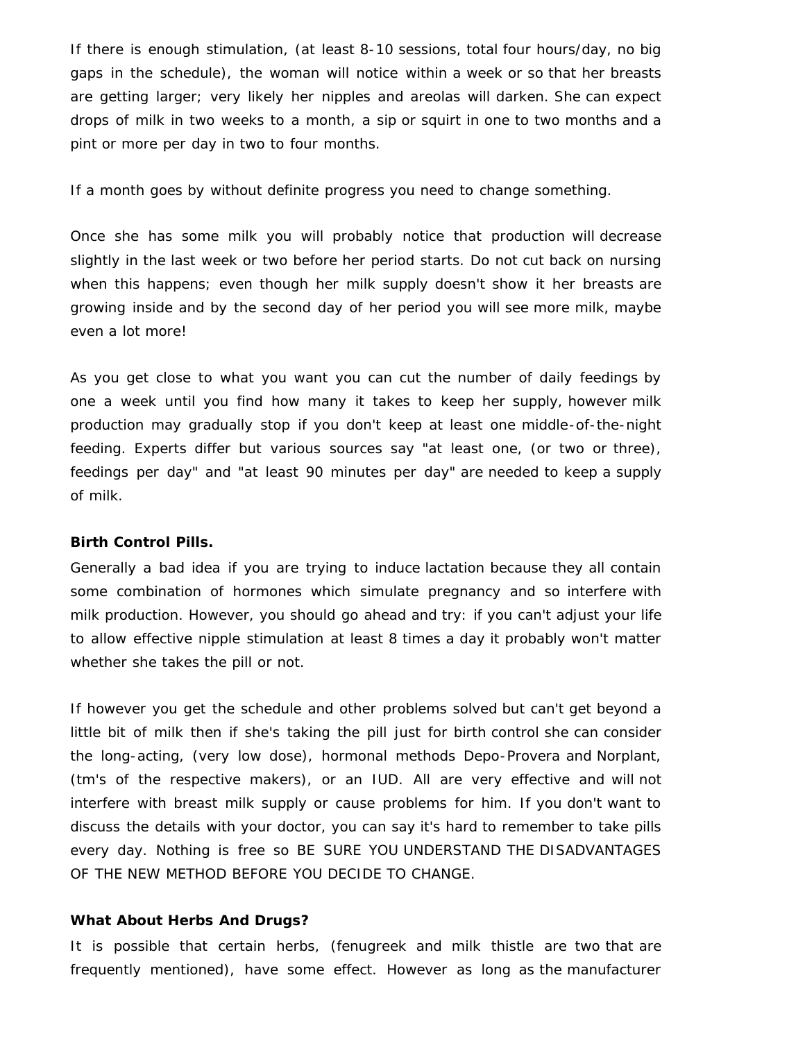If there is enough stimulation, (at least 8-10 sessions, total four hours/day, no big gaps in the schedule), the woman will notice within a week or so that her breasts are getting larger; very likely her nipples and areolas will darken. She can expect drops of milk in two weeks to a month, a sip or squirt in one to two months and a pint or more per day in two to four months.

If a month goes by without definite progress you need to change something.

Once she has some milk you will probably notice that production will decrease slightly in the last week or two before her period starts. Do not cut back on nursing when this happens; even though her milk supply doesn't show it her breasts are growing inside and by the second day of her period you will see more milk, maybe even a lot more!

As you get close to what you want you can cut the number of daily feedings by one a week until you find how many it takes to keep her supply, however milk production may gradually stop if you don't keep at least one middle-of-the-night feeding. Experts differ but various sources say "at least one, (or two or three), feedings per day" and "at least 90 minutes per day" are needed to keep a supply of milk.

**Birth Control Pills.**

Generally a bad idea if you are trying to induce lactation because they all contain some combination of hormones which simulate pregnancy and so interfere with milk production. However, you should go ahead and try: if you can't adjust your life to allow effective nipple stimulation at least 8 times a day it probably won't matter whether she takes the pill or not.

If however you get the schedule and other problems solved but can't get beyond a little bit of milk then if she's taking the pill just for birth control she can consider the long-acting, (very low dose), hormonal methods Depo-Provera and Norplant, (tm's of the respective makers), or an IUD. All are very effective and will not interfere with breast milk supply or cause problems for him. If you don't want to discuss the details with your doctor, you can say it's hard to remember to take pills every day. Nothing is free so BE SURE YOU UNDERSTAND THE DISADVANTAGES OF THE NEW METHOD BEFORE YOU DECIDE TO CHANGE.

**What About Herbs And Drugs?**

It is possible that certain herbs, (fenugreek and milk thistle are two that are frequently mentioned), have some effect. However as long as the manufacturer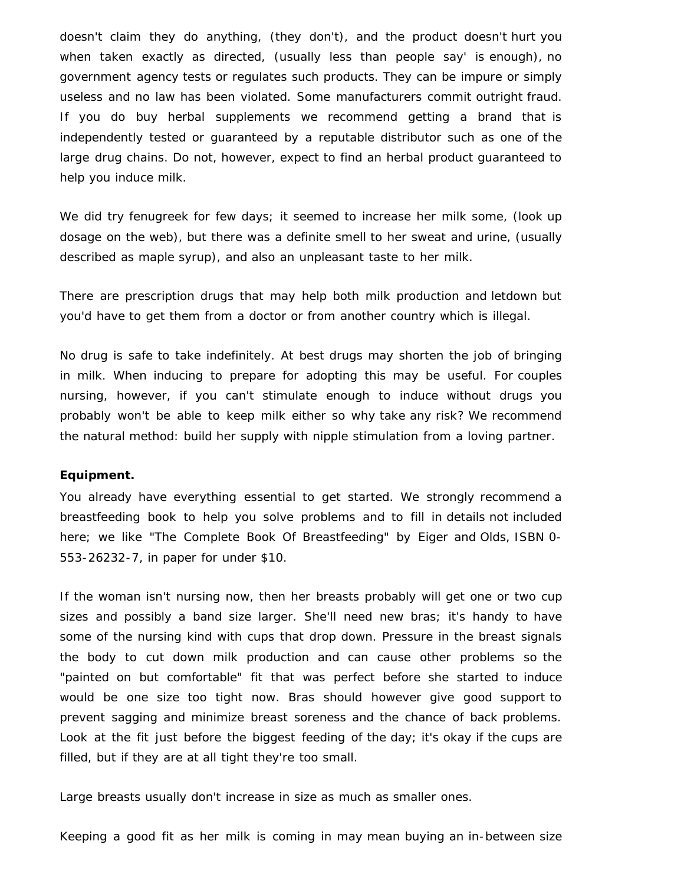doesn't claim they do anything, (they don't), and the product doesn't hurt you when taken exactly as directed, (usually less than people say' is enough), no government agency tests or regulates such products. They can be impure or simply useless and no law has been violated. Some manufacturers commit outright fraud. If you do buy herbal supplements we recommend getting a brand that is independently tested or guaranteed by a reputable distributor such as one of the large drug chains. Do not, however, expect to find an herbal product guaranteed to help you induce milk.

We did try fenugreek for few days; it seemed to increase her milk some, (look up dosage on the web), but there was a definite smell to her sweat and urine, (usually described as maple syrup), and also an unpleasant taste to her milk.

There are prescription drugs that may help both milk production and letdown but you'd have to get them from a doctor or from another country which is illegal.

No drug is safe to take indefinitely. At best drugs may shorten the job of bringing in milk. When inducing to prepare for adopting this may be useful. For couples nursing, however, if you can't stimulate enough to induce without drugs you probably won't be able to keep milk either so why take any risk? We recommend the natural method: build her supply with nipple stimulation from a loving partner.

**Equipment.**

You already have everything essential to get started. We strongly recommend a breastfeeding book to help you solve problems and to fill in details not included here; we like "The Complete Book Of Breastfeeding" by Eiger and Olds, ISBN 0-553-26232-7, in paper for under $10.

If the woman isn't nursing now, then her breasts probably will get one or two cup sizes and possibly a band size larger. She'll need new bras; it's handy to have some of the nursing kind with cups that drop down. Pressure in the breast signals the body to cut down milk production and can cause other problems so the "painted on but comfortable" fit that was perfect before she started to induce would be one size too tight now. Bras should however give good support to prevent sagging and minimize breast soreness and the chance of back problems. Look at the fit just before the biggest feeding of the day; it's okay if the cups are filled, but if they are at all tight they're too small.

Large breasts usually don't increase in size as much as smaller ones.

Keeping a good fit as her milk is coming in may mean buying an in-between size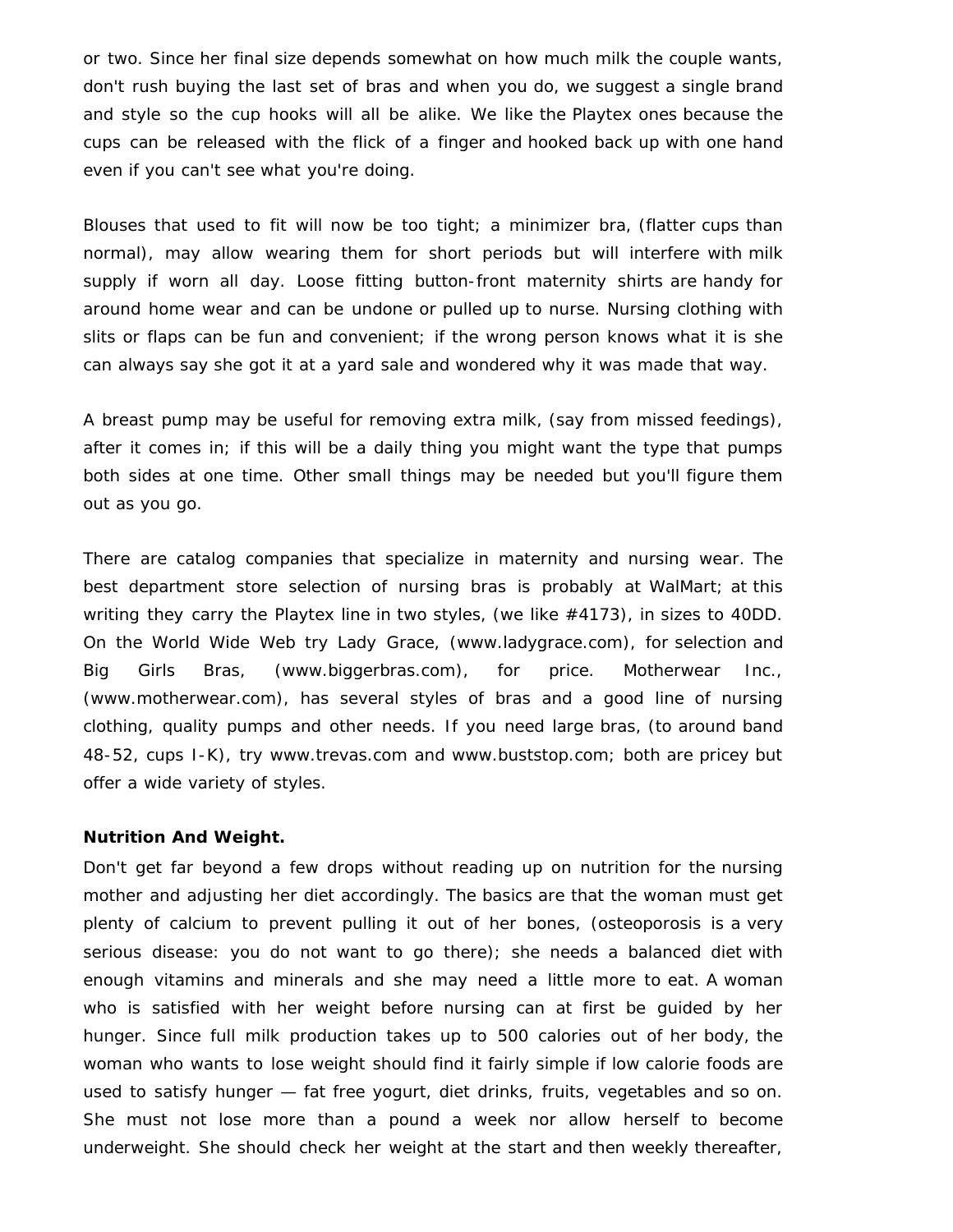or two. Since her final size depends somewhat on how much milk the couple wants, don't rush buying the last set of bras and when you do, we suggest a single brand and style so the cup hooks will all be alike. We like the Playtex ones because the cups can be released with the flick of a finger and hooked back up with one hand even if you can't see what you're doing.

Blouses that used to fit will now be too tight; a minimizer bra, (flatter cups than normal), may allow wearing them for short periods but will interfere with milk supply if worn all day. Loose fitting button-front maternity shirts are handy for around home wear and can be undone or pulled up to nurse. Nursing clothing with slits or flaps can be fun and convenient; if the wrong person knows what it is she can always say she got it at a yard sale and wondered why it was made that way.

A breast pump may be useful for removing extra milk, (say from missed feedings), after it comes in; if this will be a daily thing you might want the type that pumps both sides at one time. Other small things may be needed but you'll figure them out as you go.

There are catalog companies that specialize in maternity and nursing wear. The best department store selection of nursing bras is probably at WalMart; at this writing they carry the Playtex line in two styles, (we like #4173), in sizes to 40DD. On the World Wide Web try Lady Grace, (www.ladygrace.com), for selection and Big Girls Bras, (www.biggerbras.com), for price. Motherwear Inc., (www.motherwear.com), has several styles of bras and a good line of nursing clothing, quality pumps and other needs. If you need large bras, (to around band 48-52, cups I-K), try www.trevas.com and www.buststop.com; both are pricey but offer a wide variety of styles.

**Nutrition And Weight.**

Don't get far beyond a few drops without reading up on nutrition for the nursing mother and adjusting her diet accordingly. The basics are that the woman must get plenty of calcium to prevent pulling it out of her bones, (osteoporosis is a very serious disease: you do not want to go there); she needs a balanced diet with enough vitamins and minerals and she may need a little more to eat. A woman who is satisfied with her weight before nursing can at first be guided by her hunger. Since full milk production takes up to 500 calories out of her body, the woman who wants to lose weight should find it fairly simple if low calorie foods are used to satisfy hunger — fat free yogurt, diet drinks, fruits, vegetables and so on. She must not lose more than a pound a week nor allow herself to become underweight. She should check her weight at the start and then weekly thereafter,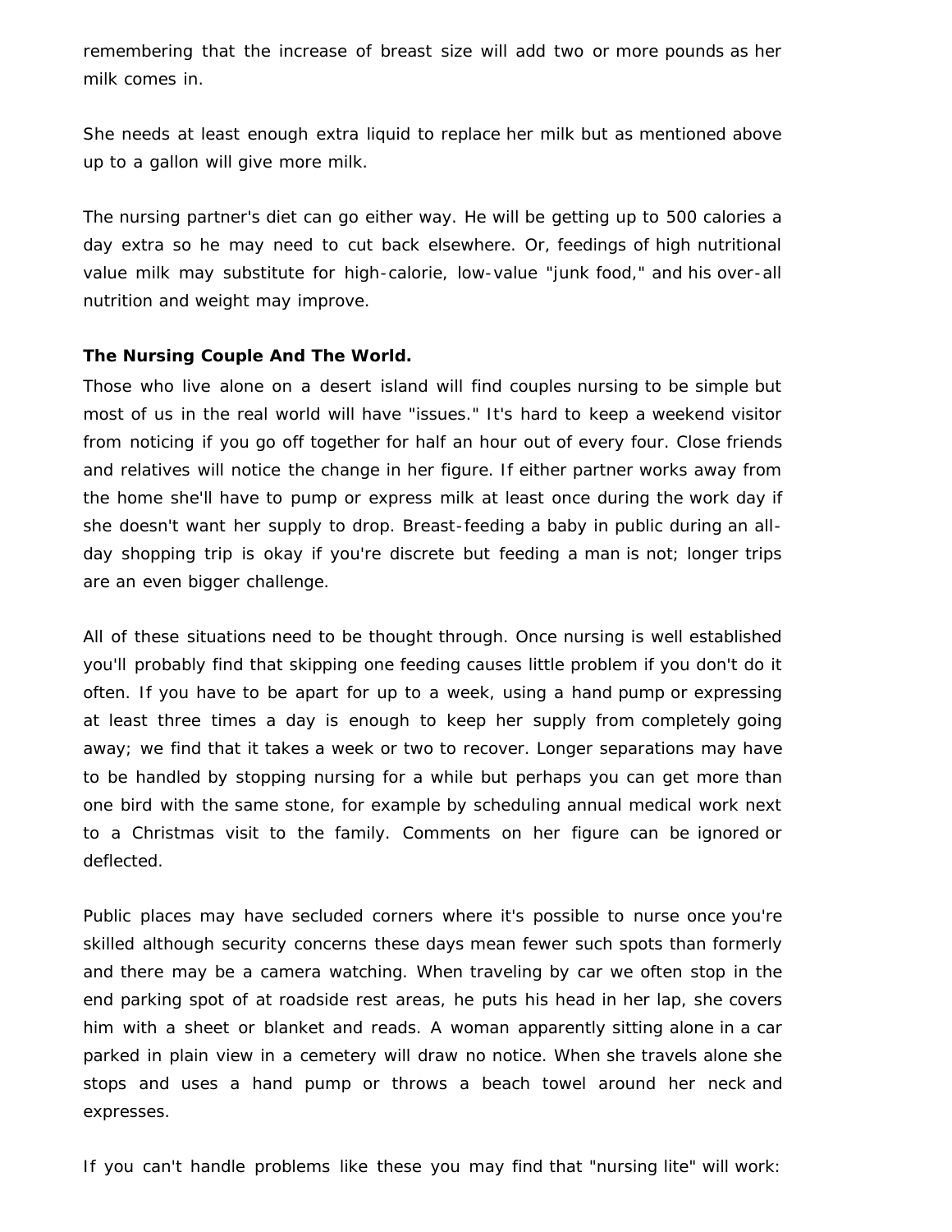remembering that the increase of breast size will add two or more pounds as her milk comes in.

She needs at least enough extra liquid to replace her milk but as mentioned above up to a gallon will give more milk.

The nursing partner's diet can go either way. He will be getting up to 500 calories a day extra so he may need to cut back elsewhere. Or, feedings of high nutritional value milk may substitute for high-calorie, low-value "junk food," and his over-all nutrition and weight may improve.

**The Nursing Couple And The World.**

Those who live alone on a desert island will find couples nursing to be simple but most of us in the real world will have "issues." It's hard to keep a weekend visitor from noticing if you go off together for half an hour out of every four. Close friends and relatives will notice the change in her figure. If either partner works away from the home she'll have to pump or express milk at least once during the work day if she doesn't want her supply to drop. Breast-feeding a baby in public during an all-day shopping trip is okay if you're discrete but feeding a man is not; longer trips are an even bigger challenge.

All of these situations need to be thought through. Once nursing is well established you'll probably find that skipping one feeding causes little problem if you don't do it often. If you have to be apart for up to a week, using a hand pump or expressing at least three times a day is enough to keep her supply from completely going away; we find that it takes a week or two to recover. Longer separations may have to be handled by stopping nursing for a while but perhaps you can get more than one bird with the same stone, for example by scheduling annual medical work next to a Christmas visit to the family. Comments on her figure can be ignored or deflected.

Public places may have secluded corners where it's possible to nurse once you're skilled although security concerns these days mean fewer such spots than formerly and there may be a camera watching. When traveling by car we often stop in the end parking spot of at roadside rest areas, he puts his head in her lap, she covers him with a sheet or blanket and reads. A woman apparently sitting alone in a car parked in plain view in a cemetery will draw no notice. When she travels alone she stops and uses a hand pump or throws a beach towel around her neck and expresses.

If you can't handle problems like these you may find that "nursing lite" will work: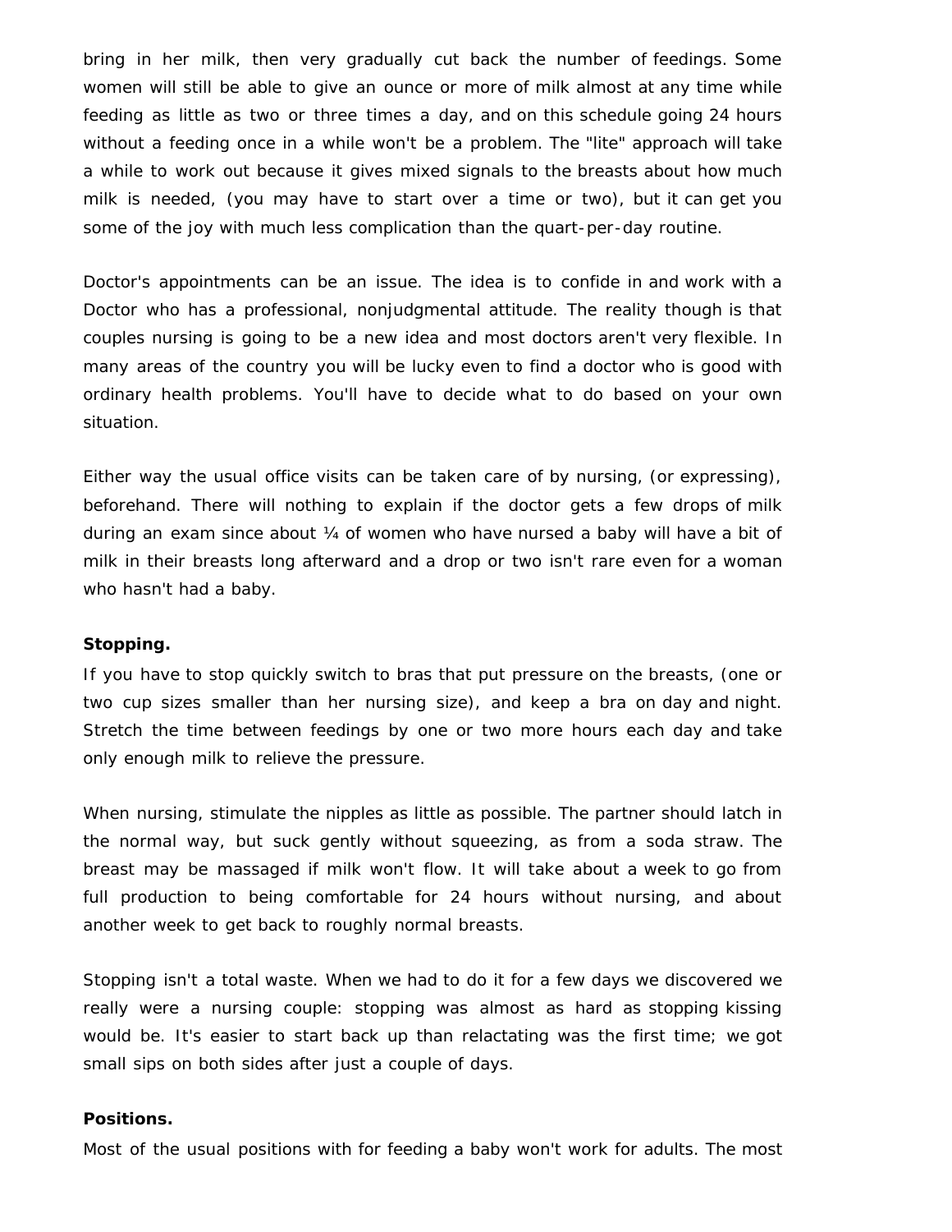bring in her milk, then very gradually cut back the number of feedings. Some women will still be able to give an ounce or more of milk almost at any time while feeding as little as two or three times a day, and on this schedule going 24 hours without a feeding once in a while won't be a problem. The "lite" approach will take a while to work out because it gives mixed signals to the breasts about how much milk is needed, (you may have to start over a time or two), but it can get you some of the joy with much less complication than the quart-per-day routine.

Doctor's appointments can be an issue. The idea is to confide in and work with a Doctor who has a professional, nonjudgmental attitude. The reality though is that couples nursing is going to be a new idea and most doctors aren't very flexible. In many areas of the country you will be lucky even to find a doctor who is good with ordinary health problems. You'll have to decide what to do based on your own situation.

Either way the usual office visits can be taken care of by nursing, (or expressing), beforehand. There will nothing to explain if the doctor gets a few drops of milk during an exam since about ¼ of women who have nursed a baby will have a bit of milk in their breasts long afterward and a drop or two isn't rare even for a woman who hasn't had a baby.

**Stopping.**

If you have to stop quickly switch to bras that put pressure on the breasts, (one or two cup sizes smaller than her nursing size), and keep a bra on day and night. Stretch the time between feedings by one or two more hours each day and take only enough milk to relieve the pressure.

When nursing, stimulate the nipples as little as possible. The partner should latch in the normal way, but suck gently without squeezing, as from a soda straw. The breast may be massaged if milk won't flow. It will take about a week to go from full production to being comfortable for 24 hours without nursing, and about another week to get back to roughly normal breasts.

Stopping isn't a total waste. When we had to do it for a few days we discovered we really were a nursing couple: stopping was almost as hard as stopping kissing would be. It's easier to start back up than relactating was the first time; we got small sips on both sides after just a couple of days.

**Positions.**

Most of the usual positions with for feeding a baby won't work for adults. The most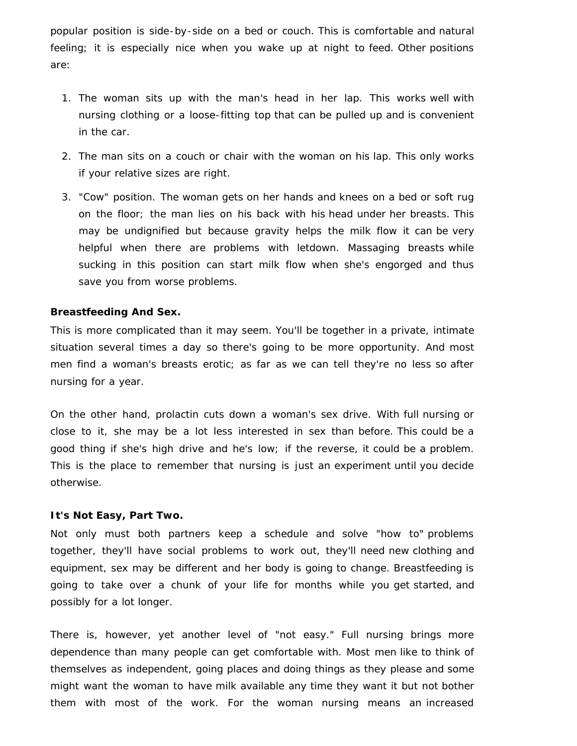popular position is side-by-side on a bed or couch. This is comfortable and natural feeling; it is especially nice when you wake up at night to feed. Other positions are:

1. The woman sits up with the man's head in her lap. This works well with nursing clothing or a loose-fitting top that can be pulled up and is convenient in the car.
2. The man sits on a couch or chair with the woman on his lap. This only works if your relative sizes are right.
3. "Cow" position. The woman gets on her hands and knees on a bed or soft rug on the floor; the man lies on his back with his head under her breasts. This may be undignified but because gravity helps the milk flow it can be very helpful when there are problems with letdown. Massaging breasts while sucking in this position can start milk flow when she's engorged and thus save you from worse problems.

**Breastfeeding And Sex.**

This is more complicated than it may seem. You'll be together in a private, intimate situation several times a day so there's going to be more opportunity. And most men find a woman's breasts erotic; as far as we can tell they're no less so after nursing for a year.

On the other hand, prolactin cuts down a woman's sex drive. With full nursing or close to it, she may be a lot less interested in sex than before. This could be a good thing if she's high drive and he's low; if the reverse, it could be a problem. This is the place to remember that nursing is just an experiment until you decide otherwise.

**It's Not Easy, Part Two.**

Not only must both partners keep a schedule and solve "how to" problems together, they'll have social problems to work out, they'll need new clothing and equipment, sex may be different and her body is going to change. Breastfeeding is going to take over a chunk of your life for months while you get started, and possibly for a lot longer.

There is, however, yet another level of "not easy." Full nursing brings more dependence than many people can get comfortable with. Most men like to think of themselves as independent, going places and doing things as they please and some might want the woman to have milk available any time they want it but not bother them with most of the work. For the woman nursing means an increased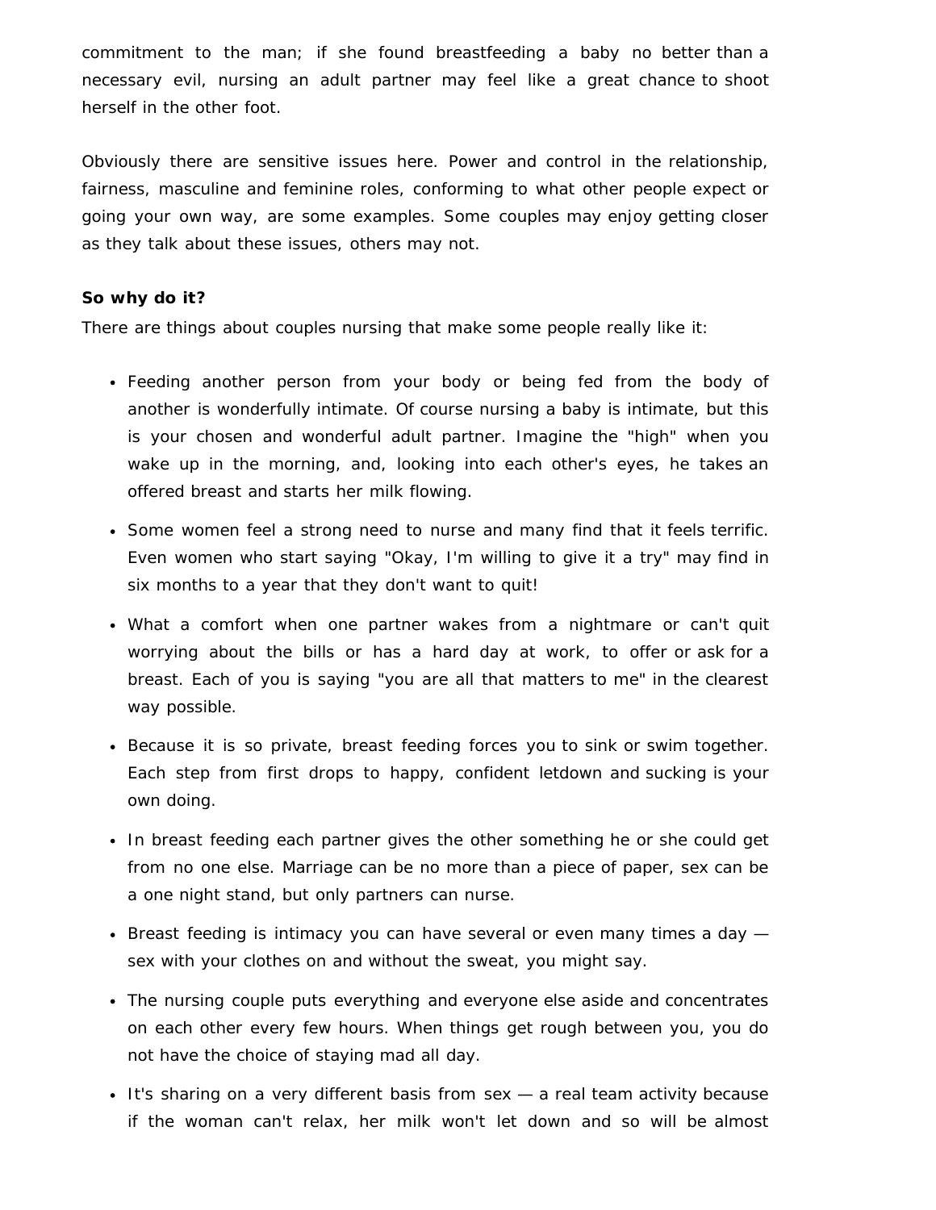commitment to the man; if she found breastfeeding a baby no better than a necessary evil, nursing an adult partner may feel like a great chance to shoot herself in the other foot.

Obviously there are sensitive issues here. Power and control in the relationship, fairness, masculine and feminine roles, conforming to what other people expect or going your own way, are some examples. Some couples may enjoy getting closer as they talk about these issues, others may not.

**So why do it?**

There are things about couples nursing that make some people really like it:

- Feeding another person from your body or being fed from the body of another is wonderfully intimate. Of course nursing a baby is intimate, but this is your chosen and wonderful adult partner. Imagine the "high" when you wake up in the morning, and, looking into each other's eyes, he takes an offered breast and starts her milk flowing.
- Some women feel a strong need to nurse and many find that it feels terrific. Even women who start saying "Okay, I'm willing to give it a try" may find in six months to a year that they don't want to quit!
- What a comfort when one partner wakes from a nightmare or can't quit worrying about the bills or has a hard day at work, to offer or ask for a breast. Each of you is saying "you are all that matters to me" in the clearest way possible.
- Because it is so private, breast feeding forces you to sink or swim together. Each step from first drops to happy, confident letdown and sucking is your own doing.
- In breast feeding each partner gives the other something he or she could get from no one else. Marriage can be no more than a piece of paper, sex can be a one night stand, but only partners can nurse.
- Breast feeding is intimacy you can have several or even many times a day — sex with your clothes on and without the sweat, you might say.
- The nursing couple puts everything and everyone else aside and concentrates on each other every few hours. When things get rough between you, you do not have the choice of staying mad all day.
- It's sharing on a very different basis from sex — a real team activity because if the woman can't relax, her milk won't let down and so will be almost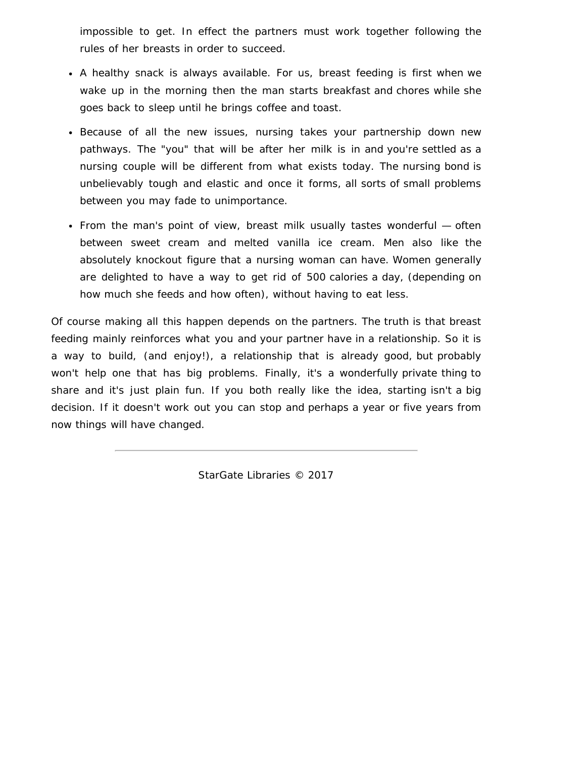impossible to get. In effect the partners must work together following the rules of her breasts in order to succeed.

- A healthy snack is always available. For us, breast feeding is first when we wake up in the morning then the man starts breakfast and chores while she goes back to sleep until he brings coffee and toast.
- Because of all the new issues, nursing takes your partnership down new pathways. The "you" that will be after her milk is in and you're settled as a nursing couple will be different from what exists today. The nursing bond is unbelievably tough and elastic and once it forms, all sorts of small problems between you may fade to unimportance.
- From the man's point of view, breast milk usually tastes wonderful — often between sweet cream and melted vanilla ice cream. Men also like the absolutely knockout figure that a nursing woman can have. Women generally are delighted to have a way to get rid of 500 calories a day, (depending on how much she feeds and how often), without having to eat less.

Of course making all this happen depends on the partners. The truth is that breast feeding mainly reinforces what you and your partner have in a relationship. So it is a way to build, (and enjoy!), a relationship that is already good, but probably won't help one that has big problems. Finally, it's a wonderfully private thing to share and it's just plain fun. If you both really like the idea, starting isn't a big decision. If it doesn't work out you can stop and perhaps a year or five years from now things will have changed.

---

StarGate Libraries © 2017